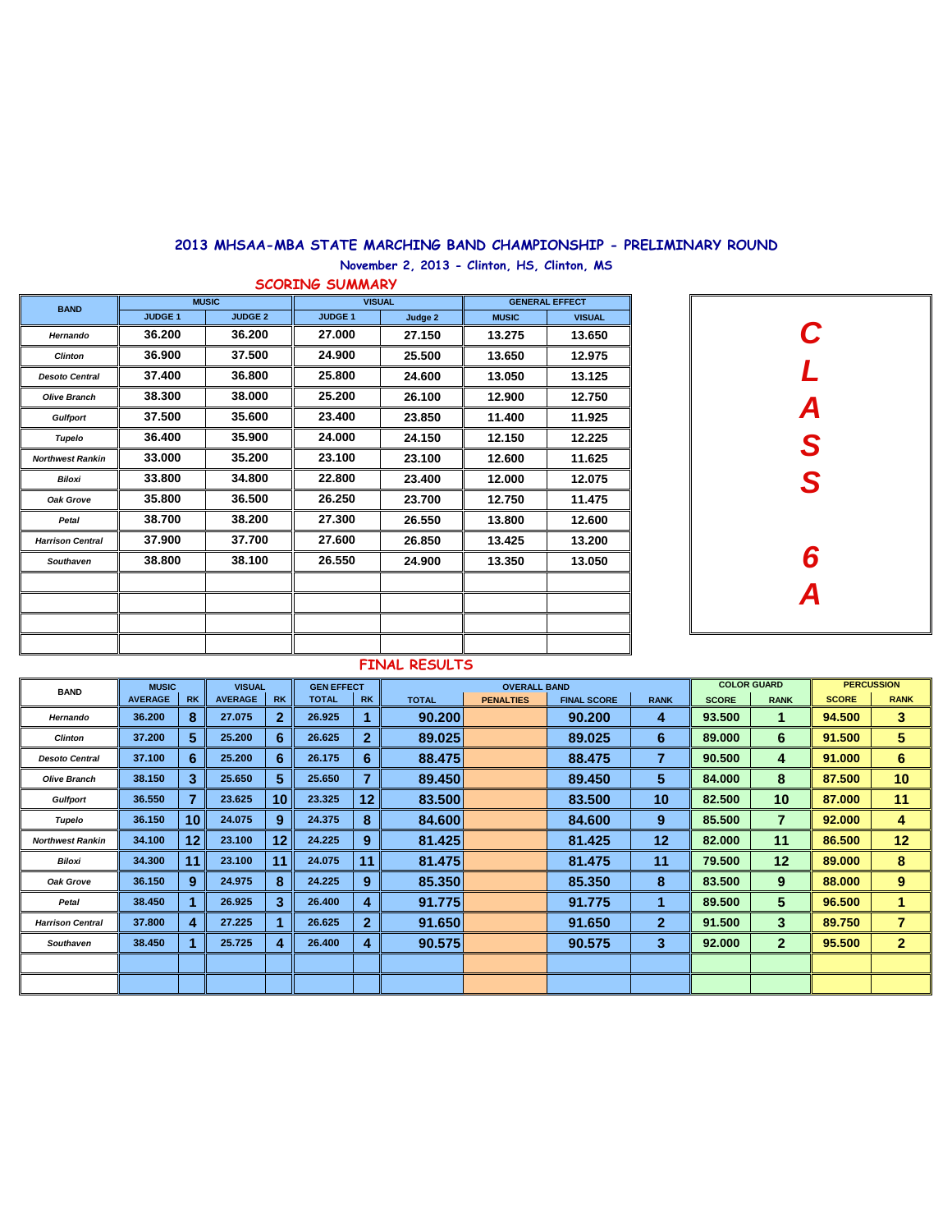# 2013 MHSAA-MBA STATE MARCHING BAND CHAMPIONSHIP - PRELIMINARY ROUND

**November 2, 2013 - Clinton, HS, Clinton, MS**

## SCORING SUMMARY

**CLASS 6A**

| BAND | MUSIC | | VISUAL | | GENERAL EFFECT | |
|---|---|---|---|---|---|---|
| | JUDGE 1 | JUDGE 2 | JUDGE 1 | Judge 2 | MUSIC | VISUAL |
| Hernando | 36.200 | 36.200 | 27.000 | 27.150 | 13.275 | 13.650 |
| Clinton | 36.900 | 37.500 | 24.900 | 25.500 | 13.650 | 12.975 |
| Desoto Central | 37.400 | 36.800 | 25.800 | 24.600 | 13.050 | 13.125 |
| Olive Branch | 38.300 | 38.000 | 25.200 | 26.100 | 12.900 | 12.750 |
| Gulfport | 37.500 | 35.600 | 23.400 | 23.850 | 11.400 | 11.925 |
| Tupelo | 36.400 | 35.900 | 24.000 | 24.150 | 12.150 | 12.225 |
| Northwest Rankin | 33.000 | 35.200 | 23.100 | 23.100 | 12.600 | 11.625 |
| Biloxi | 33.800 | 34.800 | 22.800 | 23.400 | 12.000 | 12.075 |
| Oak Grove | 35.800 | 36.500 | 26.250 | 23.700 | 12.750 | 11.475 |
| Petal | 38.700 | 38.200 | 27.300 | 26.550 | 13.800 | 12.600 |
| Harrison Central | 37.900 | 37.700 | 27.600 | 26.850 | 13.425 | 13.200 |
| Southaven | 38.800 | 38.100 | 26.550 | 24.900 | 13.350 | 13.050 |
| | | | | | | |
| | | | | | | |
| | | | | | | |
| | | | | | | |

## FINAL RESULTS

| BAND | MUSIC | | VISUAL | | GEN EFFECT | | OVERALL BAND | | | | COLOR GUARD | | PERCUSSION | |
|---|---|---|---|---|---|---|---|---|---|---|---|---|---|---|
| | AVERAGE | RK | AVERAGE | RK | TOTAL | RK | TOTAL | PENALTIES | FINAL SCORE | RANK | SCORE | RANK | SCORE | RANK |
| Hernando | 36.200 | 8 | 27.075 | 2 | 26.925 | 1 | 90.200 | | 90.200 | 4 | 93.500 | 1 | 94.500 | 3 |
| Clinton | 37.200 | 5 | 25.200 | 6 | 26.625 | 2 | 89.025 | | 89.025 | 6 | 89.000 | 6 | 91.500 | 5 |
| Desoto Central | 37.100 | 6 | 25.200 | 6 | 26.175 | 6 | 88.475 | | 88.475 | 7 | 90.500 | 4 | 91.000 | 6 |
| Olive Branch | 38.150 | 3 | 25.650 | 5 | 25.650 | 7 | 89.450 | | 89.450 | 5 | 84.000 | 8 | 87.500 | 10 |
| Gulfport | 36.550 | 7 | 23.625 | 10 | 23.325 | 12 | 83.500 | | 83.500 | 10 | 82.500 | 10 | 87.000 | 11 |
| Tupelo | 36.150 | 10 | 24.075 | 9 | 24.375 | 8 | 84.600 | | 84.600 | 9 | 85.500 | 7 | 92.000 | 4 |
| Northwest Rankin | 34.100 | 12 | 23.100 | 12 | 24.225 | 9 | 81.425 | | 81.425 | 12 | 82.000 | 11 | 86.500 | 12 |
| Biloxi | 34.300 | 11 | 23.100 | 11 | 24.075 | 11 | 81.475 | | 81.475 | 11 | 79.500 | 12 | 89.000 | 8 |
| Oak Grove | 36.150 | 9 | 24.975 | 8 | 24.225 | 9 | 85.350 | | 85.350 | 8 | 83.500 | 9 | 88.000 | 9 |
| Petal | 38.450 | 1 | 26.925 | 3 | 26.400 | 4 | 91.775 | | 91.775 | 1 | 89.500 | 5 | 96.500 | 1 |
| Harrison Central | 37.800 | 4 | 27.225 | 1 | 26.625 | 2 | 91.650 | | 91.650 | 2 | 91.500 | 3 | 89.750 | 7 |
| Southaven | 38.450 | 1 | 25.725 | 4 | 26.400 | 4 | 90.575 | | 90.575 | 3 | 92.000 | 2 | 95.500 | 2 |
| | | | | | | | | | | | | | | |
| | | | | | | | | | | | | | | |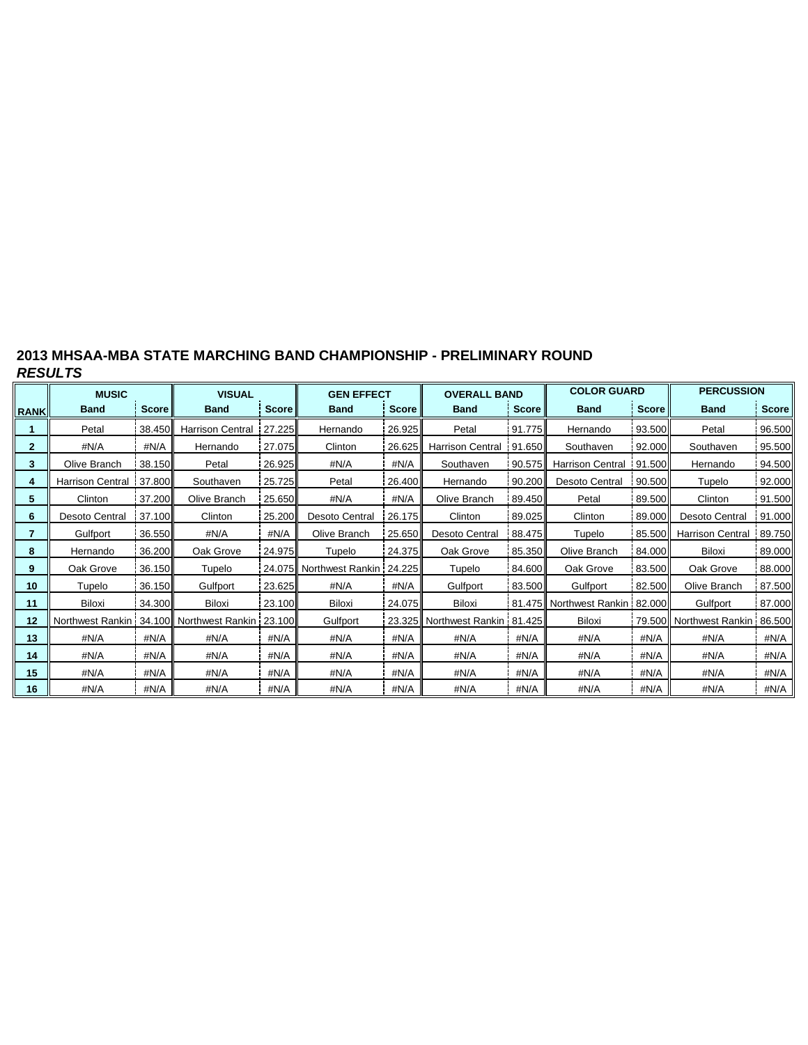## 2013 MHSAA-MBA STATE MARCHING BAND CHAMPIONSHIP - PRELIMINARY ROUND

***RESULTS***

| | MUSIC | | VISUAL | | GEN EFFECT | | OVERALL BAND | | COLOR GUARD | | PERCUSSION | |
|---|---|---|---|---|---|---|---|---|---|---|---|---|
| **RANK** | **Band** | **Score** | **Band** | **Score** | **Band** | **Score** | **Band** | **Score** | **Band** | **Score** | **Band** | **Score** |
| **1** | Petal | 38.450 | Harrison Central | 27.225 | Hernando | 26.925 | Petal | 91.775 | Hernando | 93.500 | Petal | 96.500 |
| **2** | #N/A | #N/A | Hernando | 27.075 | Clinton | 26.625 | Harrison Central | 91.650 | Southaven | 92.000 | Southaven | 95.500 |
| **3** | Olive Branch | 38.150 | Petal | 26.925 | #N/A | #N/A | Southaven | 90.575 | Harrison Central | 91.500 | Hernando | 94.500 |
| **4** | Harrison Central | 37.800 | Southaven | 25.725 | Petal | 26.400 | Hernando | 90.200 | Desoto Central | 90.500 | Tupelo | 92.000 |
| **5** | Clinton | 37.200 | Olive Branch | 25.650 | #N/A | #N/A | Olive Branch | 89.450 | Petal | 89.500 | Clinton | 91.500 |
| **6** | Desoto Central | 37.100 | Clinton | 25.200 | Desoto Central | 26.175 | Clinton | 89.025 | Clinton | 89.000 | Desoto Central | 91.000 |
| **7** | Gulfport | 36.550 | #N/A | #N/A | Olive Branch | 25.650 | Desoto Central | 88.475 | Tupelo | 85.500 | Harrison Central | 89.750 |
| **8** | Hernando | 36.200 | Oak Grove | 24.975 | Tupelo | 24.375 | Oak Grove | 85.350 | Olive Branch | 84.000 | Biloxi | 89.000 |
| **9** | Oak Grove | 36.150 | Tupelo | 24.075 | Northwest Rankin | 24.225 | Tupelo | 84.600 | Oak Grove | 83.500 | Oak Grove | 88.000 |
| **10** | Tupelo | 36.150 | Gulfport | 23.625 | #N/A | #N/A | Gulfport | 83.500 | Gulfport | 82.500 | Olive Branch | 87.500 |
| **11** | Biloxi | 34.300 | Biloxi | 23.100 | Biloxi | 24.075 | Biloxi | 81.475 | Northwest Rankin | 82.000 | Gulfport | 87.000 |
| **12** | Northwest Rankin | 34.100 | Northwest Rankin | 23.100 | Gulfport | 23.325 | Northwest Rankin | 81.425 | Biloxi | 79.500 | Northwest Rankin | 86.500 |
| **13** | #N/A | #N/A | #N/A | #N/A | #N/A | #N/A | #N/A | #N/A | #N/A | #N/A | #N/A | #N/A |
| **14** | #N/A | #N/A | #N/A | #N/A | #N/A | #N/A | #N/A | #N/A | #N/A | #N/A | #N/A | #N/A |
| **15** | #N/A | #N/A | #N/A | #N/A | #N/A | #N/A | #N/A | #N/A | #N/A | #N/A | #N/A | #N/A |
| **16** | #N/A | #N/A | #N/A | #N/A | #N/A | #N/A | #N/A | #N/A | #N/A | #N/A | #N/A | #N/A |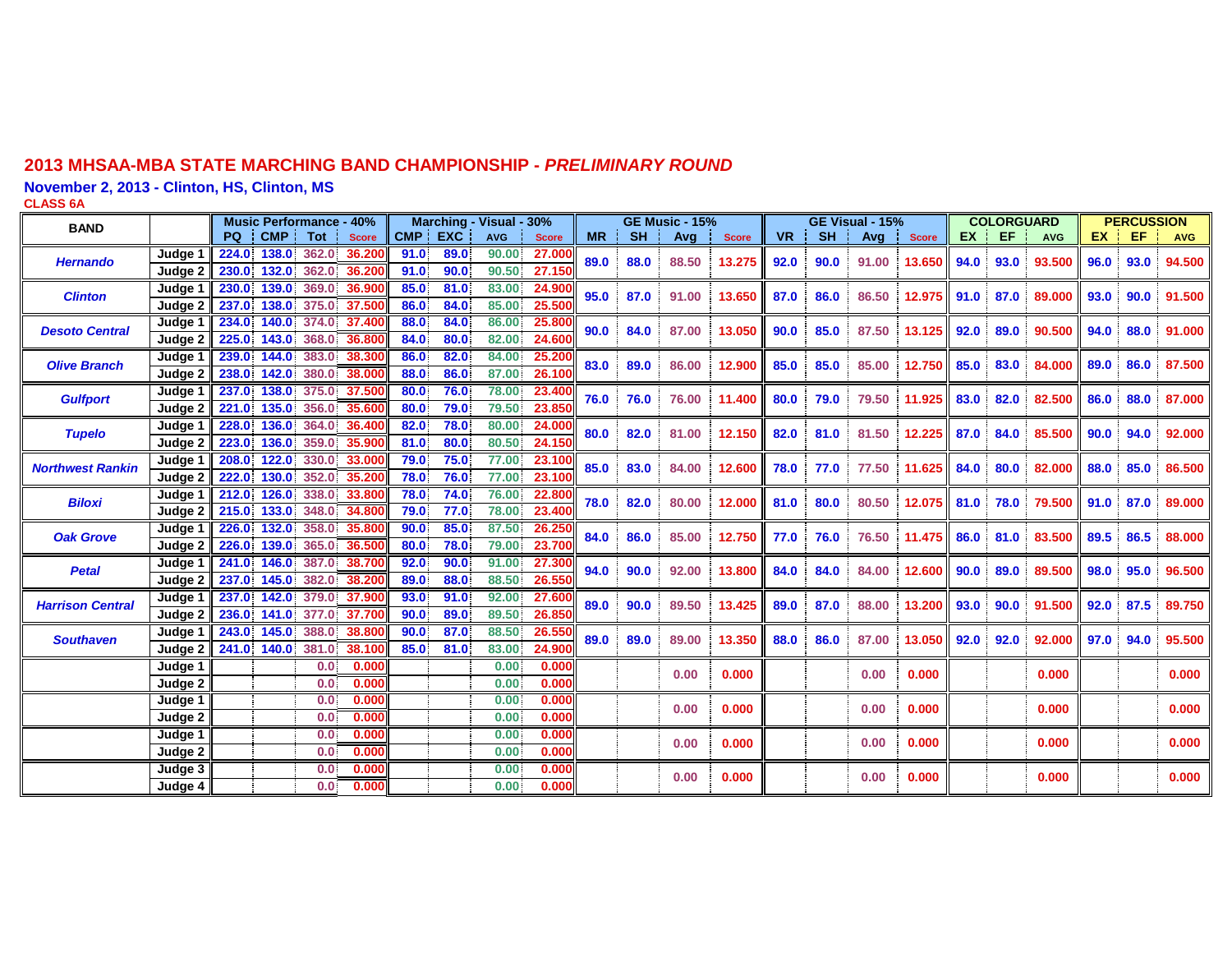# 2013 MHSAA-MBA STATE MARCHING BAND CHAMPIONSHIP - *PRELIMINARY ROUND*

## November 2, 2013 - Clinton, HS, Clinton, MS

### CLASS 6A

| BAND | | Music Performance - 40% | | | | Marching - Visual - 30% | | | | GE Music - 15% | | | | GE Visual - 15% | | | | COLORGUARD | | | PERCUSSION | | |
|---|---|---|---|---|---|---|---|---|---|---|---|---|---|---|---|---|---|---|---|---|---|---|---|
| | | PQ | CMP | Tot | Score | CMP | EXC | AVG | Score | MR | SH | Avg | Score | VR | SH | Avg | Score | EX | EF | AVG | EX | EF | AVG |
| Hernando | Judge 1 | 224.0 | 138.0 | 362.0 | 36.200 | 91.0 | 89.0 | 90.00 | 27.000 | 89.0 | 88.0 | 88.50 | 13.275 | 92.0 | 90.0 | 91.00 | 13.650 | 94.0 | 93.0 | 93.500 | 96.0 | 93.0 | 94.500 |
| | Judge 2 | 230.0 | 132.0 | 362.0 | 36.200 | 91.0 | 90.0 | 90.50 | 27.150 | | | | | | | | | | | | | | |
| Clinton | Judge 1 | 230.0 | 139.0 | 369.0 | 36.900 | 85.0 | 81.0 | 83.00 | 24.900 | 95.0 | 87.0 | 91.00 | 13.650 | 87.0 | 86.0 | 86.50 | 12.975 | 91.0 | 87.0 | 89.000 | 93.0 | 90.0 | 91.500 |
| | Judge 2 | 237.0 | 138.0 | 375.0 | 37.500 | 86.0 | 84.0 | 85.00 | 25.500 | | | | | | | | | | | | | | |
| Desoto Central | Judge 1 | 234.0 | 140.0 | 374.0 | 37.400 | 88.0 | 84.0 | 86.00 | 25.800 | 90.0 | 84.0 | 87.00 | 13.050 | 90.0 | 85.0 | 87.50 | 13.125 | 92.0 | 89.0 | 90.500 | 94.0 | 88.0 | 91.000 |
| | Judge 2 | 225.0 | 143.0 | 368.0 | 36.800 | 84.0 | 80.0 | 82.00 | 24.600 | | | | | | | | | | | | | | |
| Olive Branch | Judge 1 | 239.0 | 144.0 | 383.0 | 38.300 | 86.0 | 82.0 | 84.00 | 25.200 | 83.0 | 89.0 | 86.00 | 12.900 | 85.0 | 85.0 | 85.00 | 12.750 | 85.0 | 83.0 | 84.000 | 89.0 | 86.0 | 87.500 |
| | Judge 2 | 238.0 | 142.0 | 380.0 | 38.000 | 88.0 | 86.0 | 87.00 | 26.100 | | | | | | | | | | | | | | |
| Gulfport | Judge 1 | 237.0 | 138.0 | 375.0 | 37.500 | 80.0 | 76.0 | 78.00 | 23.400 | 76.0 | 76.0 | 76.00 | 11.400 | 80.0 | 79.0 | 79.50 | 11.925 | 83.0 | 82.0 | 82.500 | 86.0 | 88.0 | 87.000 |
| | Judge 2 | 221.0 | 135.0 | 356.0 | 35.600 | 80.0 | 79.0 | 79.50 | 23.850 | | | | | | | | | | | | | | |
| Tupelo | Judge 1 | 228.0 | 136.0 | 364.0 | 36.400 | 82.0 | 78.0 | 80.00 | 24.000 | 80.0 | 82.0 | 81.00 | 12.150 | 82.0 | 81.0 | 81.50 | 12.225 | 87.0 | 84.0 | 85.500 | 90.0 | 94.0 | 92.000 |
| | Judge 2 | 223.0 | 136.0 | 359.0 | 35.900 | 81.0 | 80.0 | 80.50 | 24.150 | | | | | | | | | | | | | | |
| Northwest Rankin | Judge 1 | 208.0 | 122.0 | 330.0 | 33.000 | 79.0 | 75.0 | 77.00 | 23.100 | 85.0 | 83.0 | 84.00 | 12.600 | 78.0 | 77.0 | 77.50 | 11.625 | 84.0 | 80.0 | 82.000 | 88.0 | 85.0 | 86.500 |
| | Judge 2 | 222.0 | 130.0 | 352.0 | 35.200 | 78.0 | 76.0 | 77.00 | 23.100 | | | | | | | | | | | | | | |
| Biloxi | Judge 1 | 212.0 | 126.0 | 338.0 | 33.800 | 78.0 | 74.0 | 76.00 | 22.800 | 78.0 | 82.0 | 80.00 | 12.000 | 81.0 | 80.0 | 80.50 | 12.075 | 81.0 | 78.0 | 79.500 | 91.0 | 87.0 | 89.000 |
| | Judge 2 | 215.0 | 133.0 | 348.0 | 34.800 | 79.0 | 77.0 | 78.00 | 23.400 | | | | | | | | | | | | | | |
| Oak Grove | Judge 1 | 226.0 | 132.0 | 358.0 | 35.800 | 90.0 | 85.0 | 87.50 | 26.250 | 84.0 | 86.0 | 85.00 | 12.750 | 77.0 | 76.0 | 76.50 | 11.475 | 86.0 | 81.0 | 83.500 | 89.5 | 86.5 | 88.000 |
| | Judge 2 | 226.0 | 139.0 | 365.0 | 36.500 | 80.0 | 78.0 | 79.00 | 23.700 | | | | | | | | | | | | | | |
| Petal | Judge 1 | 241.0 | 146.0 | 387.0 | 38.700 | 92.0 | 90.0 | 91.00 | 27.300 | 94.0 | 90.0 | 92.00 | 13.800 | 84.0 | 84.0 | 84.00 | 12.600 | 90.0 | 89.0 | 89.500 | 98.0 | 95.0 | 96.500 |
| | Judge 2 | 237.0 | 145.0 | 382.0 | 38.200 | 89.0 | 88.0 | 88.50 | 26.550 | | | | | | | | | | | | | | |
| Harrison Central | Judge 1 | 237.0 | 142.0 | 379.0 | 37.900 | 93.0 | 91.0 | 92.00 | 27.600 | 89.0 | 90.0 | 89.50 | 13.425 | 89.0 | 87.0 | 88.00 | 13.200 | 93.0 | 90.0 | 91.500 | 92.0 | 87.5 | 89.750 |
| | Judge 2 | 236.0 | 141.0 | 377.0 | 37.700 | 90.0 | 89.0 | 89.50 | 26.850 | | | | | | | | | | | | | | |
| Southaven | Judge 1 | 243.0 | 145.0 | 388.0 | 38.800 | 90.0 | 87.0 | 88.50 | 26.550 | 89.0 | 89.0 | 89.00 | 13.350 | 88.0 | 86.0 | 87.00 | 13.050 | 92.0 | 92.0 | 92.000 | 97.0 | 94.0 | 95.500 |
| | Judge 2 | 241.0 | 140.0 | 381.0 | 38.100 | 85.0 | 81.0 | 83.00 | 24.900 | | | | | | | | | | | | | | |
| | Judge 1 | | | 0.0 | 0.000 | | | 0.00 | 0.000 | | | 0.00 | 0.000 | | | 0.00 | 0.000 | | | 0.000 | | | 0.000 |
| | Judge 2 | | | 0.0 | 0.000 | | | 0.00 | 0.000 | | | | | | | | | | | | | | |
| | Judge 1 | | | 0.0 | 0.000 | | | 0.00 | 0.000 | | | 0.00 | 0.000 | | | 0.00 | 0.000 | | | 0.000 | | | 0.000 |
| | Judge 2 | | | 0.0 | 0.000 | | | 0.00 | 0.000 | | | | | | | | | | | | | | |
| | Judge 1 | | | 0.0 | 0.000 | | | 0.00 | 0.000 | | | 0.00 | 0.000 | | | 0.00 | 0.000 | | | 0.000 | | | 0.000 |
| | Judge 2 | | | 0.0 | 0.000 | | | 0.00 | 0.000 | | | | | | | | | | | | | | |
| | Judge 3 | | | 0.0 | 0.000 | | | 0.00 | 0.000 | | | 0.00 | 0.000 | | | 0.00 | 0.000 | | | 0.000 | | | 0.000 |
| | Judge 4 | | | 0.0 | 0.000 | | | 0.00 | 0.000 | | | | | | | | | | | | | | |